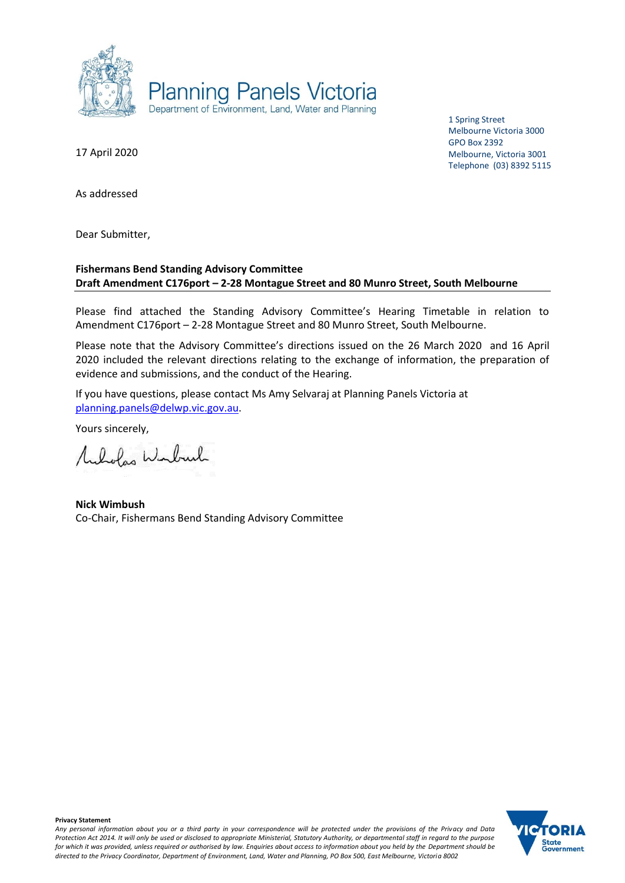Planning Panels Victoria
Department of Environment, Land, Water and Planning

1 Spring Street
Melbourne Victoria 3000
GPO Box 2392
Melbourne, Victoria 3001
Telephone (03) 8392 5115

17 April 2020

As addressed

Dear Submitter,

**Fishermans Bend Standing Advisory Committee**
**Draft Amendment C176port – 2-28 Montague Street and 80 Munro Street, South Melbourne**

Please find attached the Standing Advisory Committee's Hearing Timetable in relation to Amendment C176port – 2-28 Montague Street and 80 Munro Street, South Melbourne.

Please note that the Advisory Committee's directions issued on the 26 March 2020 and 16 April 2020 included the relevant directions relating to the exchange of information, the preparation of evidence and submissions, and the conduct of the Hearing.

If you have questions, please contact Ms Amy Selvaraj at Planning Panels Victoria at planning.panels@delwp.vic.gov.au.

Yours sincerely,

**Nick Wimbush**
Co-Chair, Fishermans Bend Standing Advisory Committee

**Privacy Statement**
*Any personal information about you or a third party in your correspondence will be protected under the provisions of the Privacy and Data Protection Act 2014. It will only be used or disclosed to appropriate Ministerial, Statutory Authority, or departmental staff in regard to the purpose for which it was provided, unless required or authorised by law. Enquiries about access to information about you held by the Department should be directed to the Privacy Coordinator, Department of Environment, Land, Water and Planning, PO Box 500, East Melbourne, Victoria 8002*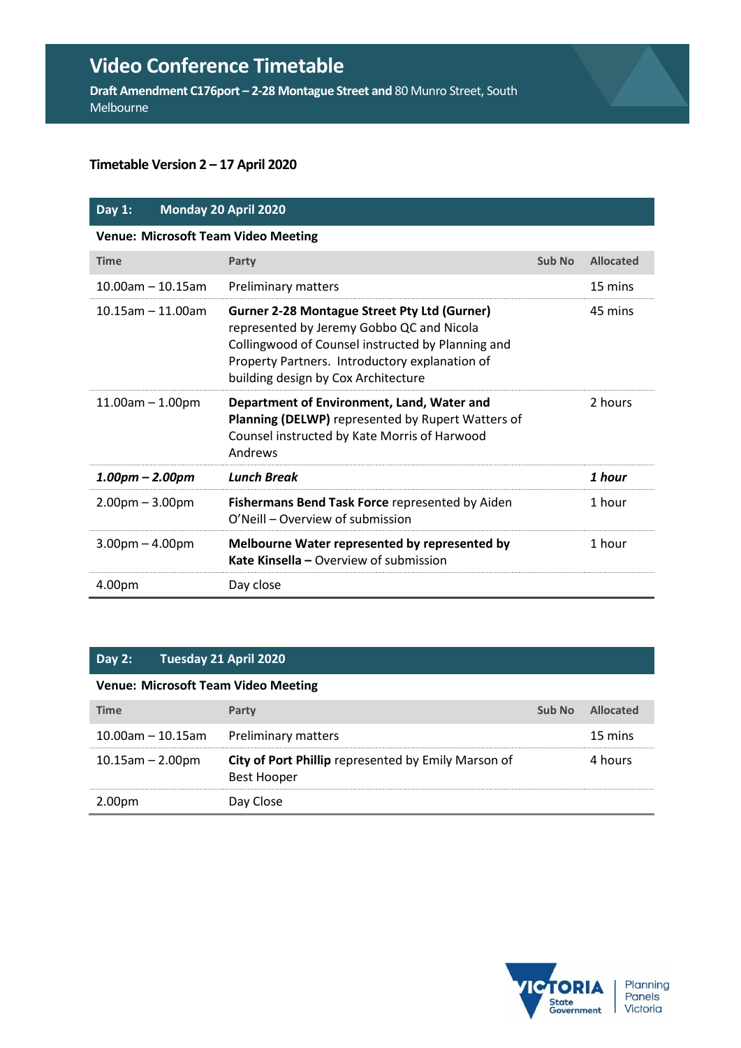# Video Conference Timetable

**Draft Amendment C176port – 2-28 Montague Street and** 80 Munro Street, South Melbourne

**Timetable Version 2 – 17 April 2020**

| **Day 1:** | **Monday 20 April 2020** | | |
|---|---|---|---|
| **Venue: Microsoft Team Video Meeting** | | | |
| **Time** | **Party** | **Sub No** | **Allocated** |
| 10.00am – 10.15am | Preliminary matters | | 15 mins |
| 10.15am – 11.00am | **Gurner 2-28 Montague Street Pty Ltd (Gurner)** represented by Jeremy Gobbo QC and Nicola Collingwood of Counsel instructed by Planning and Property Partners. Introductory explanation of building design by Cox Architecture | | 45 mins |
| 11.00am – 1.00pm | **Department of Environment, Land, Water and Planning (DELWP)** represented by Rupert Watters of Counsel instructed by Kate Morris of Harwood Andrews | | 2 hours |
| ***1.00pm – 2.00pm*** | ***Lunch Break*** | | ***1 hour*** |
| 2.00pm – 3.00pm | **Fishermans Bend Task Force** represented by Aiden O'Neill – Overview of submission | | 1 hour |
| 3.00pm – 4.00pm | **Melbourne Water represented by represented by Kate Kinsella –** Overview of submission | | 1 hour |
| 4.00pm | Day close | | |

| **Day 2:** | **Tuesday 21 April 2020** | | |
|---|---|---|---|
| **Venue: Microsoft Team Video Meeting** | | | |
| **Time** | **Party** | **Sub No** | **Allocated** |
| 10.00am – 10.15am | Preliminary matters | | 15 mins |
| 10.15am – 2.00pm | **City of Port Phillip** represented by Emily Marson of Best Hooper | | 4 hours |
| 2.00pm | Day Close | | |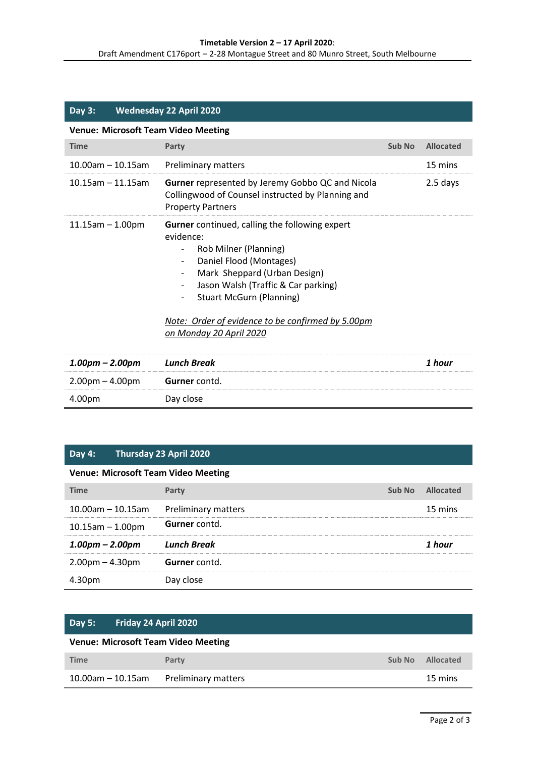## Day 3: Wednesday 22 April 2020

**Venue: Microsoft Team Video Meeting**

| Time | Party | Sub No | Allocated |
|---|---|---|---|
| 10.00am – 10.15am | Preliminary matters | | 15 mins |
| 10.15am – 11.15am | **Gurner** represented by Jeremy Gobbo QC and Nicola Collingwood of Counsel instructed by Planning and Property Partners | | 2.5 days |
| 11.15am – 1.00pm | **Gurner** continued, calling the following expert evidence:<br>- Rob Milner (Planning)<br>- Daniel Flood (Montages)<br>- Mark Sheppard (Urban Design)<br>- Jason Walsh (Traffic & Car parking)<br>- Stuart McGurn (Planning)<br><br>*Note: Order of evidence to be confirmed by 5.00pm on Monday 20 April 2020* | | |
| ***1.00pm – 2.00pm*** | ***Lunch Break*** | | ***1 hour*** |
| 2.00pm – 4.00pm | **Gurner** contd. | | |
| 4.00pm | Day close | | |

## Day 4: Thursday 23 April 2020

**Venue: Microsoft Team Video Meeting**

| Time | Party | Sub No | Allocated |
|---|---|---|---|
| 10.00am – 10.15am | Preliminary matters | | 15 mins |
| 10.15am – 1.00pm | **Gurner** contd. | | |
| ***1.00pm – 2.00pm*** | ***Lunch Break*** | | ***1 hour*** |
| 2.00pm – 4.30pm | **Gurner** contd. | | |
| 4.30pm | Day close | | |

## Day 5: Friday 24 April 2020

**Venue: Microsoft Team Video Meeting**

| Time | Party | Sub No | Allocated |
|---|---|---|---|
| 10.00am – 10.15am | Preliminary matters | | 15 mins |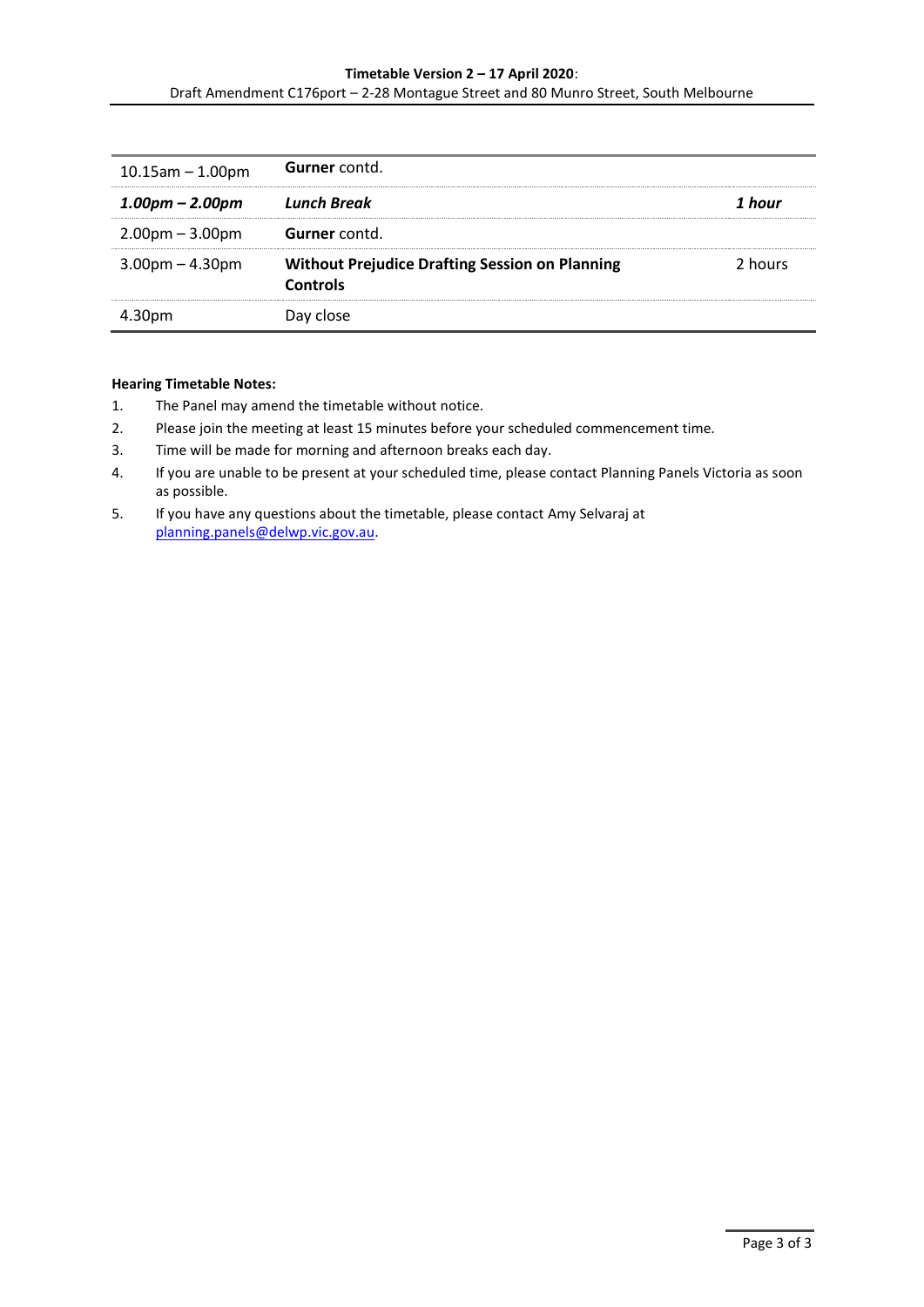| | | |
|---|---|---|
| 10.15am – 1.00pm | **Gurner** contd. | |
| ***1.00pm – 2.00pm*** | ***Lunch Break*** | ***1 hour*** |
| 2.00pm – 3.00pm | **Gurner** contd. | |
| 3.00pm – 4.30pm | **Without Prejudice Drafting Session on Planning Controls** | 2 hours |
| 4.30pm | Day close | |

**Hearing Timetable Notes:**

1. The Panel may amend the timetable without notice.
2. Please join the meeting at least 15 minutes before your scheduled commencement time.
3. Time will be made for morning and afternoon breaks each day.
4. If you are unable to be present at your scheduled time, please contact Planning Panels Victoria as soon as possible.
5. If you have any questions about the timetable, please contact Amy Selvaraj at planning.panels@delwp.vic.gov.au.